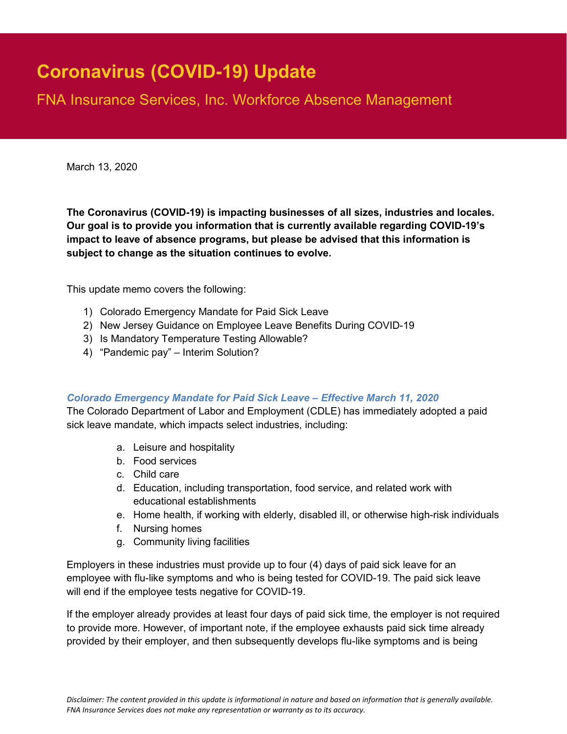# Coronavirus (COVID-19) Update

## FNA Insurance Services, Inc. Workforce Absence Management

March 13, 2020

**The Coronavirus (COVID-19) is impacting businesses of all sizes, industries and locales. Our goal is to provide you information that is currently available regarding COVID-19's impact to leave of absence programs, but please be advised that this information is subject to change as the situation continues to evolve.**

This update memo covers the following:

1) Colorado Emergency Mandate for Paid Sick Leave
2) New Jersey Guidance on Employee Leave Benefits During COVID-19
3) Is Mandatory Temperature Testing Allowable?
4) "Pandemic pay" – Interim Solution?

### *Colorado Emergency Mandate for Paid Sick Leave – Effective March 11, 2020*

The Colorado Department of Labor and Employment (CDLE) has immediately adopted a paid sick leave mandate, which impacts select industries, including:

a. Leisure and hospitality
b. Food services
c. Child care
d. Education, including transportation, food service, and related work with educational establishments
e. Home health, if working with elderly, disabled ill, or otherwise high-risk individuals
f. Nursing homes
g. Community living facilities

Employers in these industries must provide up to four (4) days of paid sick leave for an employee with flu-like symptoms and who is being tested for COVID-19. The paid sick leave will end if the employee tests negative for COVID-19.

If the employer already provides at least four days of paid sick time, the employer is not required to provide more. However, of important note, if the employee exhausts paid sick time already provided by their employer, and then subsequently develops flu-like symptoms and is being

*Disclaimer: The content provided in this update is informational in nature and based on information that is generally available. FNA Insurance Services does not make any representation or warranty as to its accuracy.*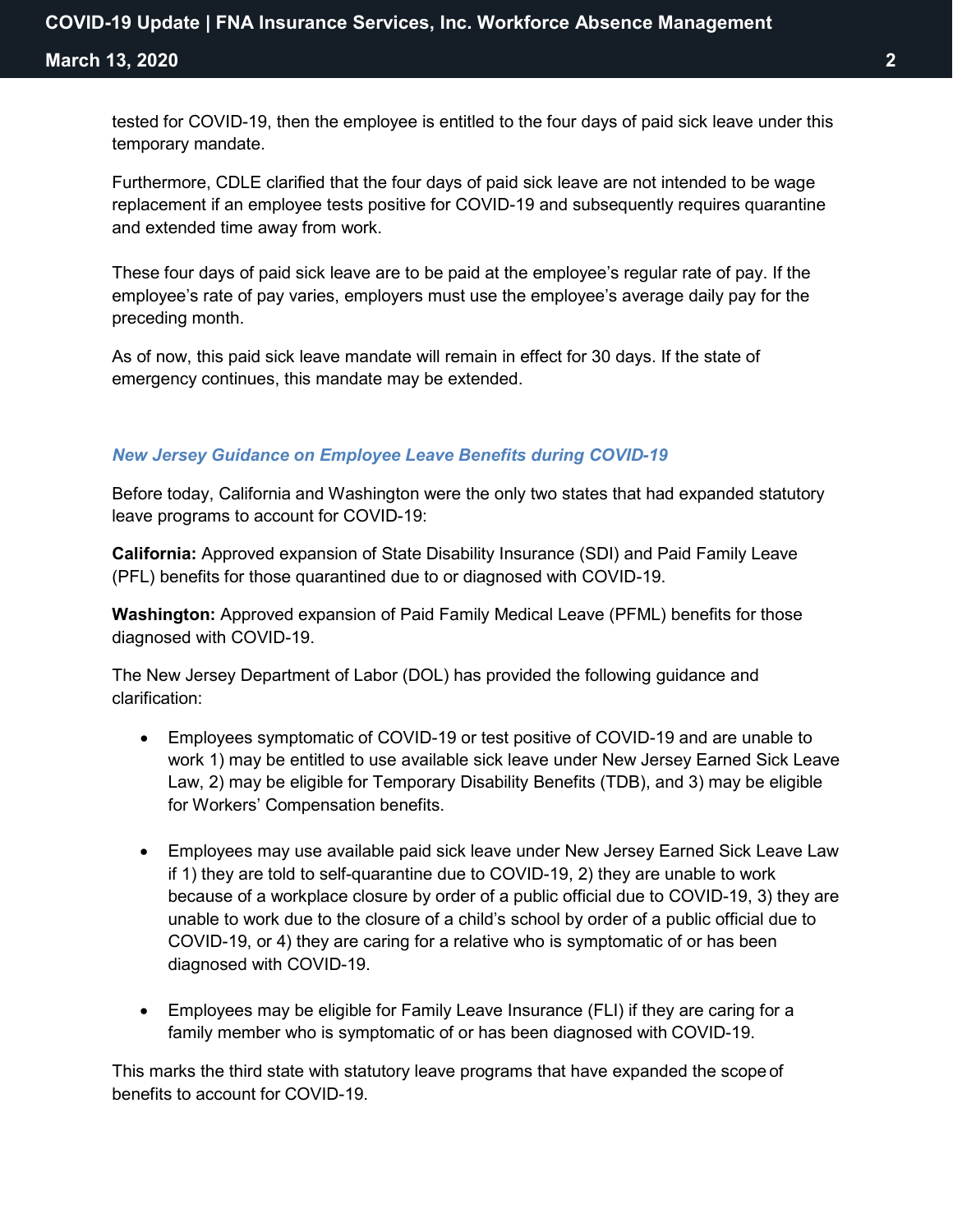tested for COVID-19, then the employee is entitled to the four days of paid sick leave under this temporary mandate.

Furthermore, CDLE clarified that the four days of paid sick leave are not intended to be wage replacement if an employee tests positive for COVID-19 and subsequently requires quarantine and extended time away from work.

These four days of paid sick leave are to be paid at the employee's regular rate of pay. If the employee's rate of pay varies, employers must use the employee's average daily pay for the preceding month.

As of now, this paid sick leave mandate will remain in effect for 30 days. If the state of emergency continues, this mandate may be extended.

### *New Jersey Guidance on Employee Leave Benefits during COVID-19*

Before today, California and Washington were the only two states that had expanded statutory leave programs to account for COVID-19:

**California:** Approved expansion of State Disability Insurance (SDI) and Paid Family Leave (PFL) benefits for those quarantined due to or diagnosed with COVID-19.

**Washington:** Approved expansion of Paid Family Medical Leave (PFML) benefits for those diagnosed with COVID-19.

The New Jersey Department of Labor (DOL) has provided the following guidance and clarification:

- Employees symptomatic of COVID-19 or test positive of COVID-19 and are unable to work 1) may be entitled to use available sick leave under New Jersey Earned Sick Leave Law, 2) may be eligible for Temporary Disability Benefits (TDB), and 3) may be eligible for Workers' Compensation benefits.
- Employees may use available paid sick leave under New Jersey Earned Sick Leave Law if 1) they are told to self-quarantine due to COVID-19, 2) they are unable to work because of a workplace closure by order of a public official due to COVID-19, 3) they are unable to work due to the closure of a child's school by order of a public official due to COVID-19, or 4) they are caring for a relative who is symptomatic of or has been diagnosed with COVID-19.
- Employees may be eligible for Family Leave Insurance (FLI) if they are caring for a family member who is symptomatic of or has been diagnosed with COVID-19.

This marks the third state with statutory leave programs that have expanded the scope of benefits to account for COVID-19.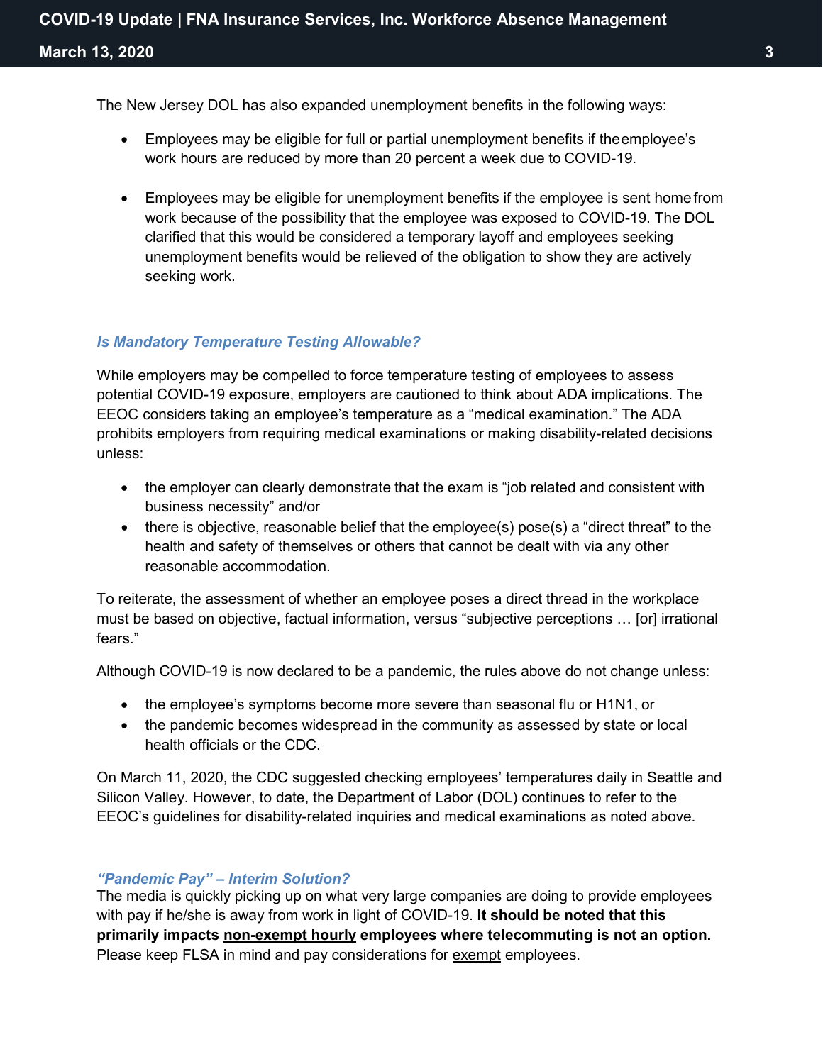The New Jersey DOL has also expanded unemployment benefits in the following ways:

- Employees may be eligible for full or partial unemployment benefits if theemployee's work hours are reduced by more than 20 percent a week due to COVID-19.

- Employees may be eligible for unemployment benefits if the employee is sent home from work because of the possibility that the employee was exposed to COVID-19. The DOL clarified that this would be considered a temporary layoff and employees seeking unemployment benefits would be relieved of the obligation to show they are actively seeking work.

### *Is Mandatory Temperature Testing Allowable?*

While employers may be compelled to force temperature testing of employees to assess potential COVID-19 exposure, employers are cautioned to think about ADA implications. The EEOC considers taking an employee's temperature as a "medical examination." The ADA prohibits employers from requiring medical examinations or making disability-related decisions unless:

- the employer can clearly demonstrate that the exam is "job related and consistent with business necessity" and/or
- there is objective, reasonable belief that the employee(s) pose(s) a "direct threat" to the health and safety of themselves or others that cannot be dealt with via any other reasonable accommodation.

To reiterate, the assessment of whether an employee poses a direct thread in the workplace must be based on objective, factual information, versus "subjective perceptions … [or] irrational fears."

Although COVID-19 is now declared to be a pandemic, the rules above do not change unless:

- the employee's symptoms become more severe than seasonal flu or H1N1, or
- the pandemic becomes widespread in the community as assessed by state or local health officials or the CDC.

On March 11, 2020, the CDC suggested checking employees' temperatures daily in Seattle and Silicon Valley. However, to date, the Department of Labor (DOL) continues to refer to the EEOC's guidelines for disability-related inquiries and medical examinations as noted above.

### *"Pandemic Pay" – Interim Solution?*

The media is quickly picking up on what very large companies are doing to provide employees with pay if he/she is away from work in light of COVID-19. **It should be noted that this primarily impacts <u>non-exempt hourly</u> employees where telecommuting is not an option.** Please keep FLSA in mind and pay considerations for <u>exempt</u> employees.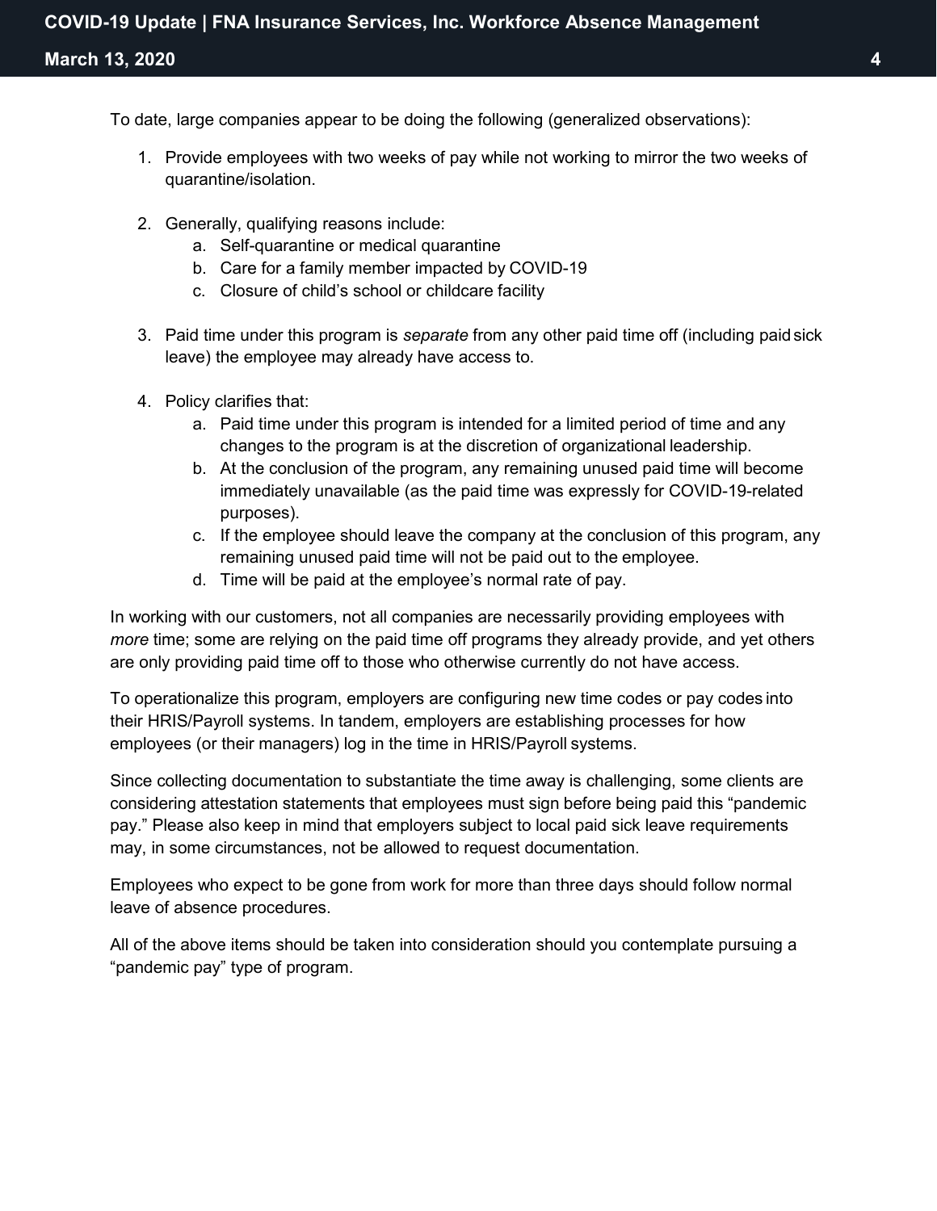To date, large companies appear to be doing the following (generalized observations):

1. Provide employees with two weeks of pay while not working to mirror the two weeks of quarantine/isolation.

2. Generally, qualifying reasons include:
    a. Self-quarantine or medical quarantine
    b. Care for a family member impacted by COVID-19
    c. Closure of child's school or childcare facility

3. Paid time under this program is *separate* from any other paid time off (including paid sick leave) the employee may already have access to.

4. Policy clarifies that:
    a. Paid time under this program is intended for a limited period of time and any changes to the program is at the discretion of organizational leadership.
    b. At the conclusion of the program, any remaining unused paid time will become immediately unavailable (as the paid time was expressly for COVID-19-related purposes).
    c. If the employee should leave the company at the conclusion of this program, any remaining unused paid time will not be paid out to the employee.
    d. Time will be paid at the employee's normal rate of pay.

In working with our customers, not all companies are necessarily providing employees with *more* time; some are relying on the paid time off programs they already provide, and yet others are only providing paid time off to those who otherwise currently do not have access.

To operationalize this program, employers are configuring new time codes or pay codes into their HRIS/Payroll systems. In tandem, employers are establishing processes for how employees (or their managers) log in the time in HRIS/Payroll systems.

Since collecting documentation to substantiate the time away is challenging, some clients are considering attestation statements that employees must sign before being paid this "pandemic pay." Please also keep in mind that employers subject to local paid sick leave requirements may, in some circumstances, not be allowed to request documentation.

Employees who expect to be gone from work for more than three days should follow normal leave of absence procedures.

All of the above items should be taken into consideration should you contemplate pursuing a "pandemic pay" type of program.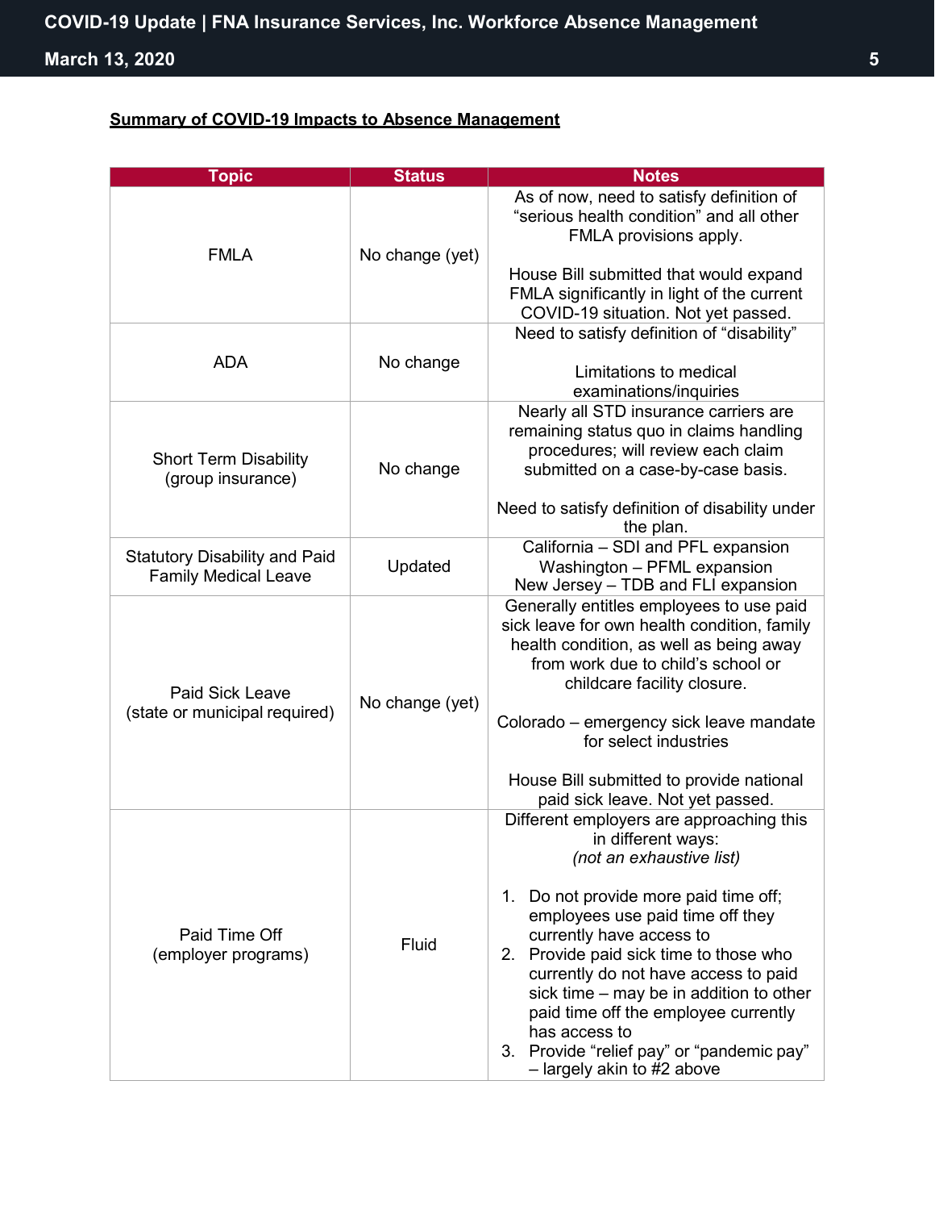## Summary of COVID-19 Impacts to Absence Management

| Topic | Status | Notes |
| --- | --- | --- |
| FMLA | No change (yet) | As of now, need to satisfy definition of "serious health condition" and all other FMLA provisions apply.<br><br>House Bill submitted that would expand FMLA significantly in light of the current COVID-19 situation. Not yet passed. |
| ADA | No change | Need to satisfy definition of "disability"<br><br>Limitations to medical examinations/inquiries |
| Short Term Disability (group insurance) | No change | Nearly all STD insurance carriers are remaining status quo in claims handling procedures; will review each claim submitted on a case-by-case basis.<br><br>Need to satisfy definition of disability under the plan. |
| Statutory Disability and Paid Family Medical Leave | Updated | California – SDI and PFL expansion<br>Washington – PFML expansion<br>New Jersey – TDB and FLI expansion |
| Paid Sick Leave (state or municipal required) | No change (yet) | Generally entitles employees to use paid sick leave for own health condition, family health condition, as well as being away from work due to child's school or childcare facility closure.<br><br>Colorado – emergency sick leave mandate for select industries<br><br>House Bill submitted to provide national paid sick leave. Not yet passed. |
| Paid Time Off (employer programs) | Fluid | Different employers are approaching this in different ways:<br>*(not an exhaustive list)*<br><br>1. Do not provide more paid time off; employees use paid time off they currently have access to<br>2. Provide paid sick time to those who currently do not have access to paid sick time – may be in addition to other paid time off the employee currently has access to<br>3. Provide "relief pay" or "pandemic pay" – largely akin to #2 above |